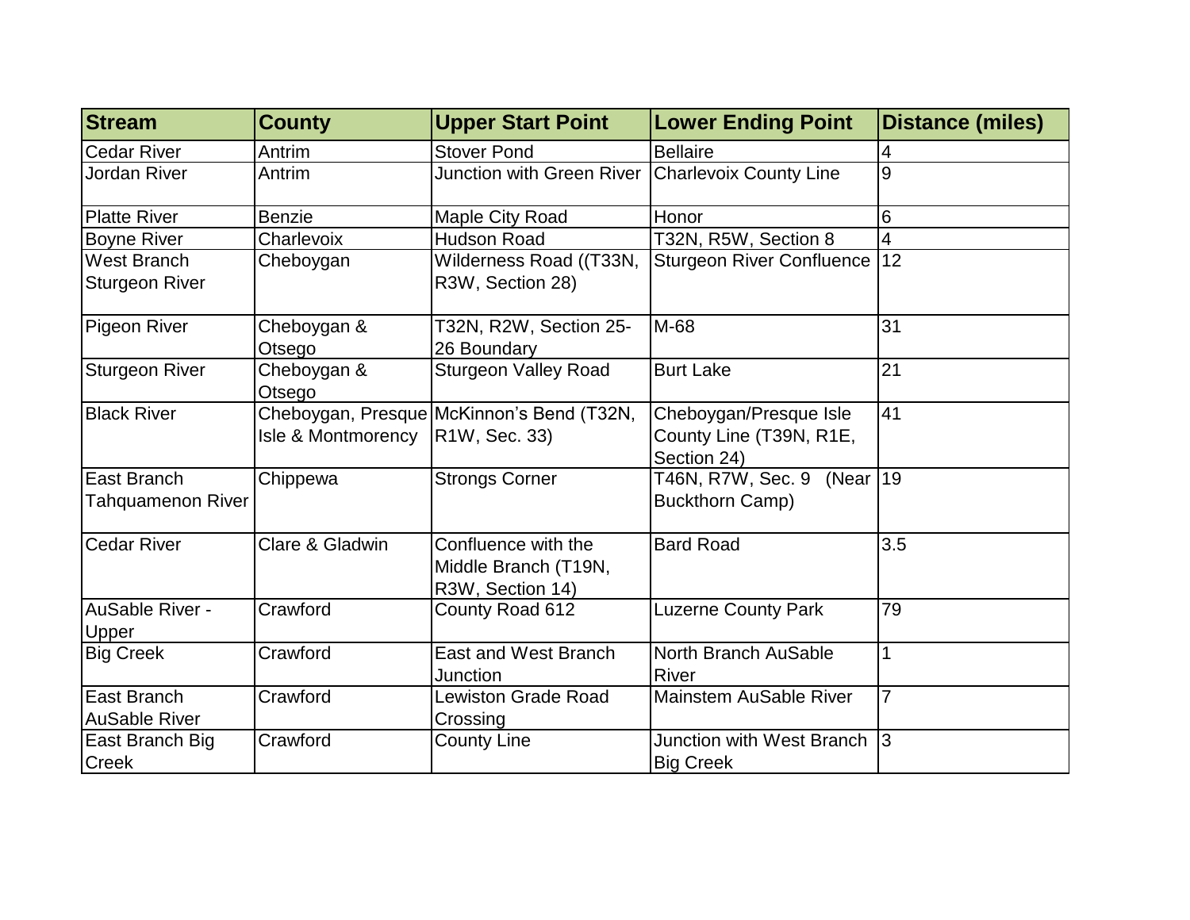| Stream | County | Upper Start Point | Lower Ending Point | Distance (miles) |
|---|---|---|---|---|
| Cedar River | Antrim | Stover Pond | Bellaire | 4 |
| Jordan River | Antrim | Junction with Green River | Charlevoix County Line | 9 |
| Platte River | Benzie | Maple City Road | Honor | 6 |
| Boyne River | Charlevoix | Hudson Road | T32N, R5W, Section 8 | 4 |
| West Branch Sturgeon River | Cheboygan | Wilderness Road ((T33N, R3W, Section 28) | Sturgeon River Confluence | 12 |
| Pigeon River | Cheboygan & Otsego | T32N, R2W, Section 25-26 Boundary | M-68 | 31 |
| Sturgeon River | Cheboygan & Otsego | Sturgeon Valley Road | Burt Lake | 21 |
| Black River | Cheboygan, Presque Isle & Montmorency | McKinnon's Bend (T32N, R1W, Sec. 33) | Cheboygan/Presque Isle County Line (T39N, R1E, Section 24) | 41 |
| East Branch Tahquamenon River | Chippewa | Strongs Corner | T46N, R7W, Sec. 9 (Near Buckthorn Camp) | 19 |
| Cedar River | Clare & Gladwin | Confluence with the Middle Branch (T19N, R3W, Section 14) | Bard Road | 3.5 |
| AuSable River - Upper | Crawford | County Road 612 | Luzerne County Park | 79 |
| Big Creek | Crawford | East and West Branch Junction | North Branch AuSable River | 1 |
| East Branch AuSable River | Crawford | Lewiston Grade Road Crossing | Mainstem AuSable River | 7 |
| East Branch Big Creek | Crawford | County Line | Junction with West Branch Big Creek | 3 |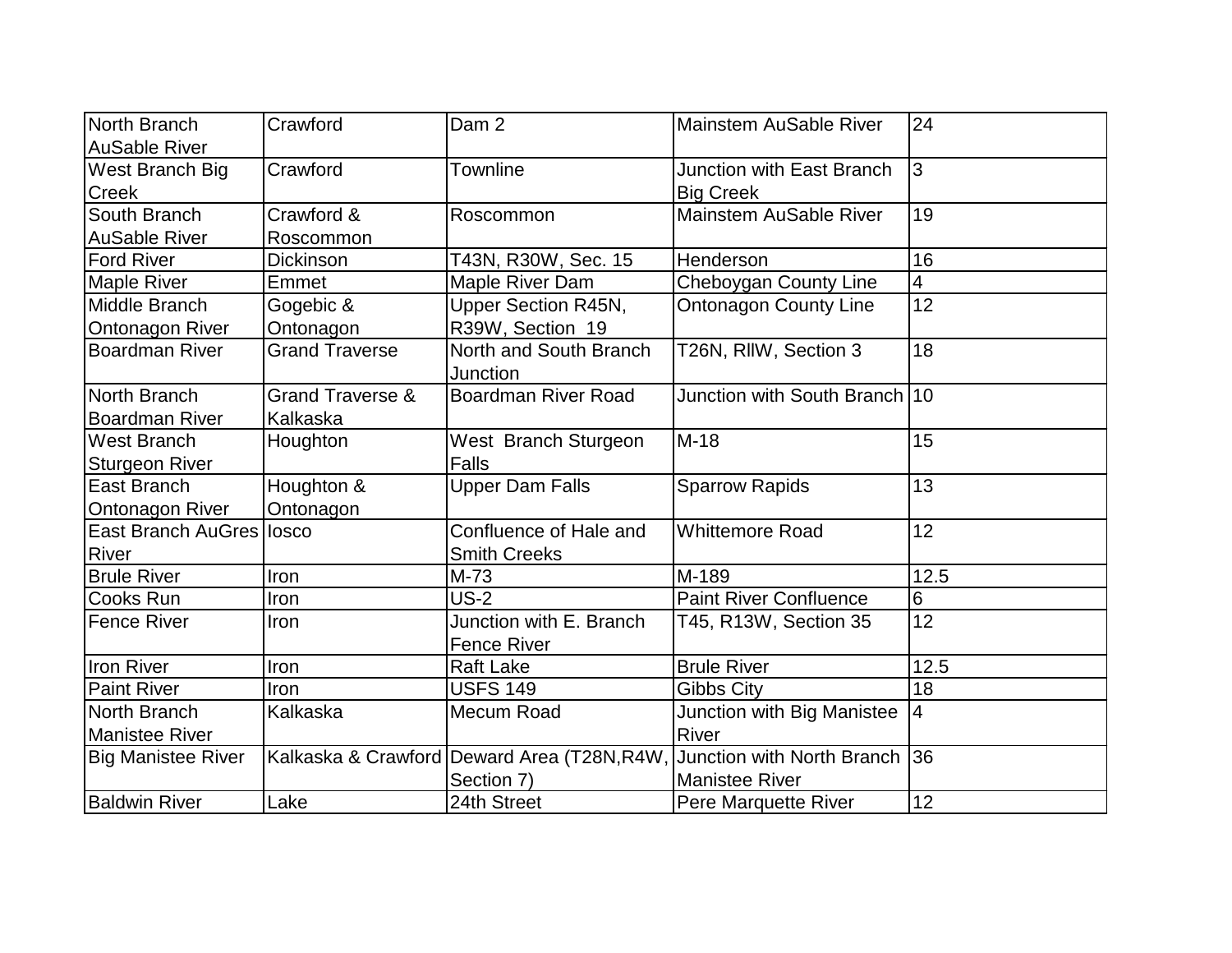| | | | | |
|---|---|---|---|---|
| North Branch AuSable River | Crawford | Dam 2 | Mainstem AuSable River | 24 |
| West Branch Big Creek | Crawford | Townline | Junction with East Branch Big Creek | 3 |
| South Branch AuSable River | Crawford & Roscommon | Roscommon | Mainstem AuSable River | 19 |
| Ford River | Dickinson | T43N, R30W, Sec. 15 | Henderson | 16 |
| Maple River | Emmet | Maple River Dam | Cheboygan County Line | 4 |
| Middle Branch Ontonagon River | Gogebic & Ontonagon | Upper Section R45N, R39W, Section 19 | Ontonagon County Line | 12 |
| Boardman River | Grand Traverse | North and South Branch Junction | T26N, RllW, Section 3 | 18 |
| North Branch Boardman River | Grand Traverse & Kalkaska | Boardman River Road | Junction with South Branch | 10 |
| West Branch Sturgeon River | Houghton | West Branch Sturgeon Falls | M-18 | 15 |
| East Branch Ontonagon River | Houghton & Ontonagon | Upper Dam Falls | Sparrow Rapids | 13 |
| East Branch AuGres River | Iosco | Confluence of Hale and Smith Creeks | Whittemore Road | 12 |
| Brule River | Iron | M-73 | M-189 | 12.5 |
| Cooks Run | Iron | US-2 | Paint River Confluence | 6 |
| Fence River | Iron | Junction with E. Branch Fence River | T45, R13W, Section 35 | 12 |
| Iron River | Iron | Raft Lake | Brule River | 12.5 |
| Paint River | Iron | USFS 149 | Gibbs City | 18 |
| North Branch Manistee River | Kalkaska | Mecum Road | Junction with Big Manistee River | 4 |
| Big Manistee River | Kalkaska & Crawford | Deward Area (T28N,R4W, Section 7) | Junction with North Branch Manistee River | 36 |
| Baldwin River | Lake | 24th Street | Pere Marquette River | 12 |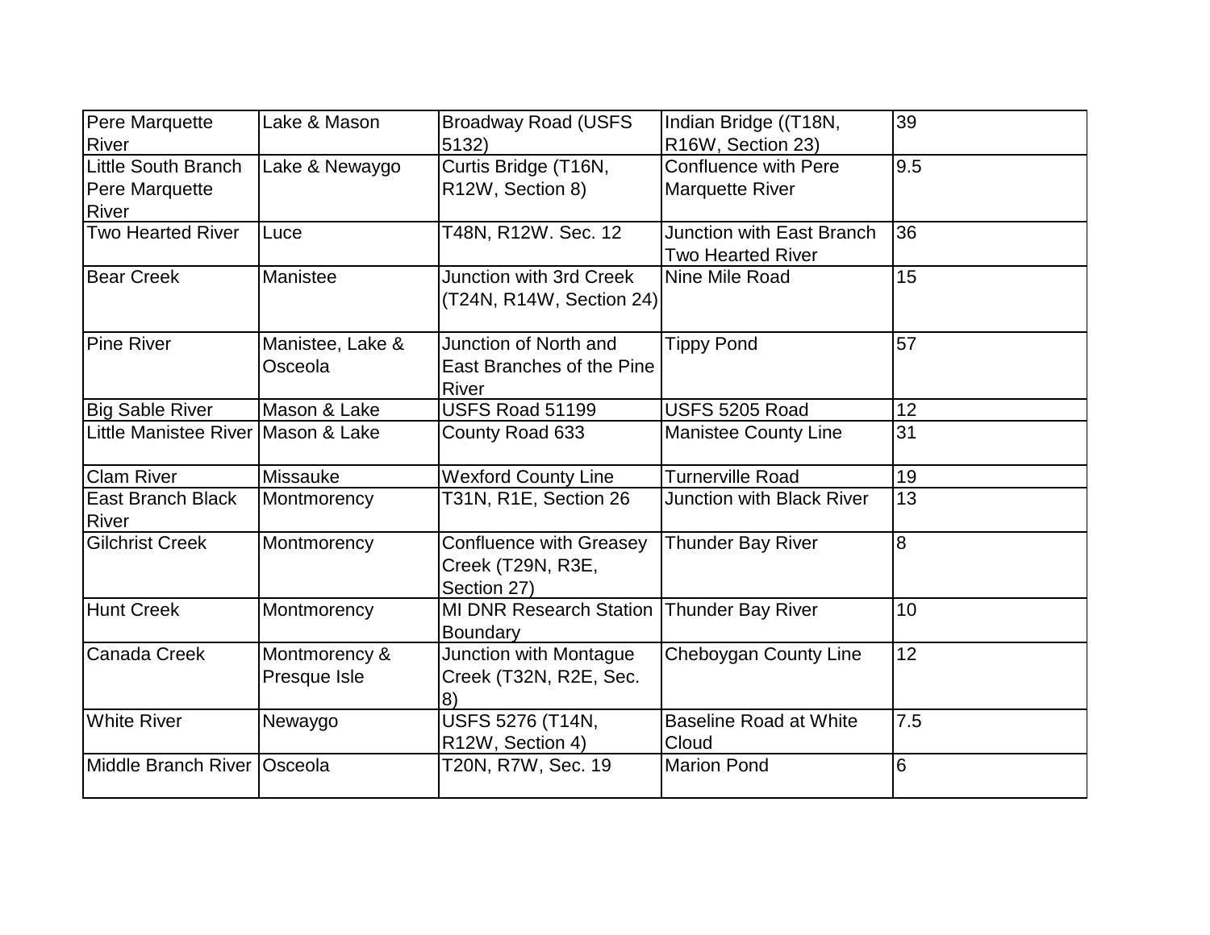| | | | | |
|---|---|---|---|---|
| Pere Marquette River | Lake & Mason | Broadway Road (USFS 5132) | Indian Bridge ((T18N, R16W, Section 23) | 39 |
| Little South Branch Pere Marquette River | Lake & Newaygo | Curtis Bridge (T16N, R12W, Section 8) | Confluence with Pere Marquette River | 9.5 |
| Two Hearted River | Luce | T48N, R12W. Sec. 12 | Junction with East Branch Two Hearted River | 36 |
| Bear Creek | Manistee | Junction with 3rd Creek (T24N, R14W, Section 24) | Nine Mile Road | 15 |
| Pine River | Manistee, Lake & Osceola | Junction of North and East Branches of the Pine River | Tippy Pond | 57 |
| Big Sable River | Mason & Lake | USFS Road 51199 | USFS 5205 Road | 12 |
| Little Manistee River | Mason & Lake | County Road 633 | Manistee County Line | 31 |
| Clam River | Missauke | Wexford County Line | Turnerville Road | 19 |
| East Branch Black River | Montmorency | T31N, R1E, Section 26 | Junction with Black River | 13 |
| Gilchrist Creek | Montmorency | Confluence with Greasey Creek (T29N, R3E, Section 27) | Thunder Bay River | 8 |
| Hunt Creek | Montmorency | MI DNR Research Station Boundary | Thunder Bay River | 10 |
| Canada Creek | Montmorency & Presque Isle | Junction with Montague Creek (T32N, R2E, Sec. 8) | Cheboygan County Line | 12 |
| White River | Newaygo | USFS 5276 (T14N, R12W, Section 4) | Baseline Road at White Cloud | 7.5 |
| Middle Branch River | Osceola | T20N, R7W, Sec. 19 | Marion Pond | 6 |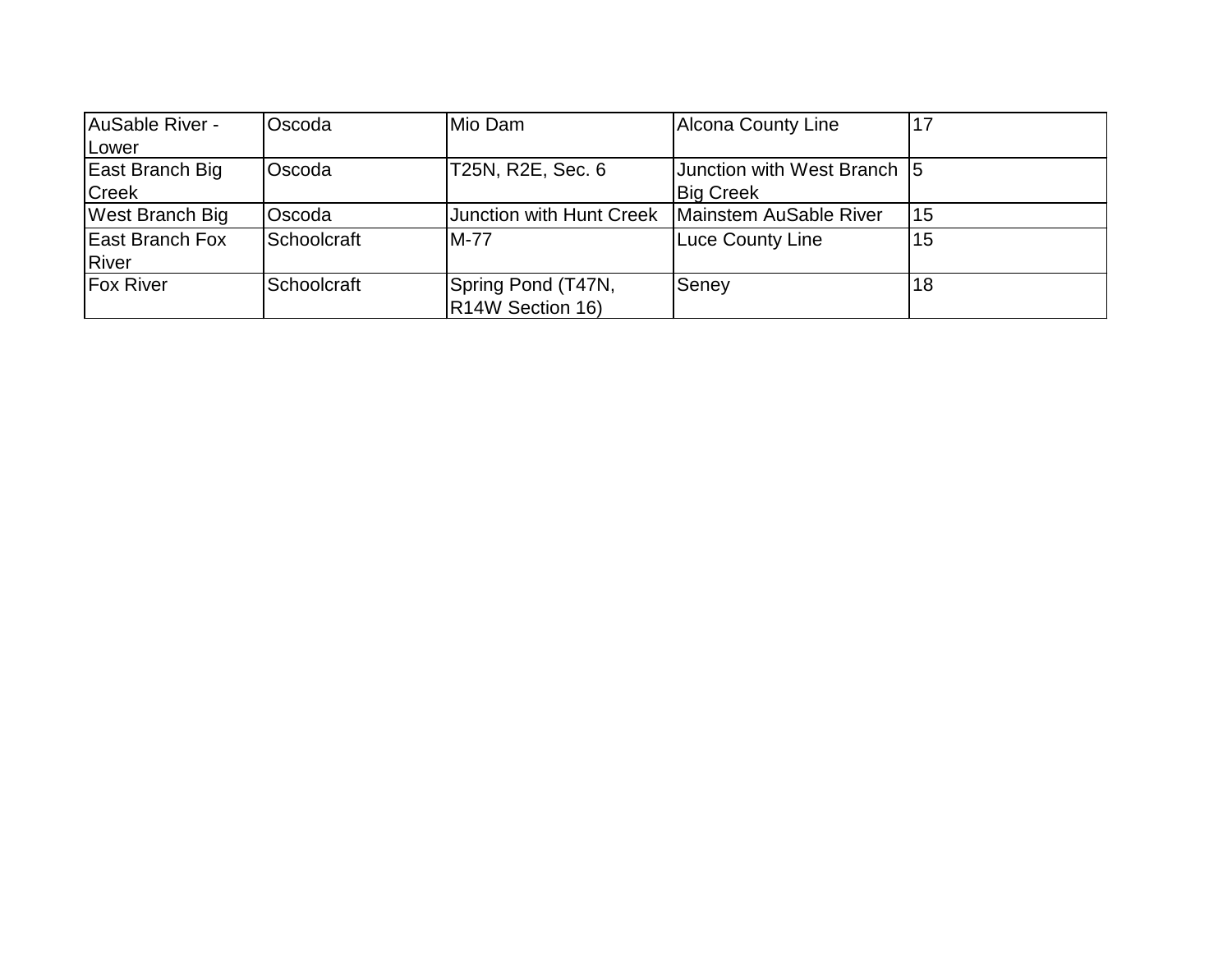| | | | | |
|---|---|---|---|---|
| AuSable River - Lower | Oscoda | Mio Dam | Alcona County Line | 17 |
| East Branch Big Creek | Oscoda | T25N, R2E, Sec. 6 | Junction with West Branch Big Creek | 5 |
| West Branch Big | Oscoda | Junction with Hunt Creek | Mainstem AuSable River | 15 |
| East Branch Fox River | Schoolcraft | M-77 | Luce County Line | 15 |
| Fox River | Schoolcraft | Spring Pond (T47N, R14W Section 16) | Seney | 18 |